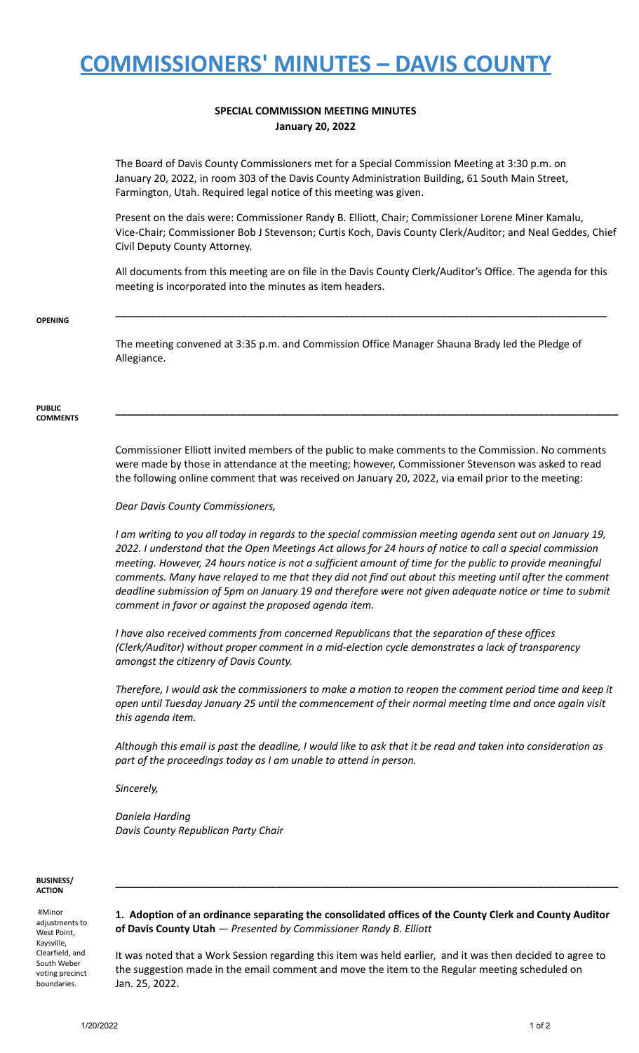# COMMISSIONERS' MINUTES – DAVIS COUNTY

**SPECIAL COMMISSION MEETING MINUTES**
**January 20, 2022**

The Board of Davis County Commissioners met for a Special Commission Meeting at 3:30 p.m. on January 20, 2022, in room 303 of the Davis County Administration Building, 61 South Main Street, Farmington, Utah. Required legal notice of this meeting was given.

Present on the dais were: Commissioner Randy B. Elliott, Chair; Commissioner Lorene Miner Kamalu, Vice-Chair; Commissioner Bob J Stevenson; Curtis Koch, Davis County Clerk/Auditor; and Neal Geddes, Chief Civil Deputy County Attorney.

All documents from this meeting are on file in the Davis County Clerk/Auditor's Office. The agenda for this meeting is incorporated into the minutes as item headers.

---

**OPENING**

The meeting convened at 3:35 p.m. and Commission Office Manager Shauna Brady led the Pledge of Allegiance.

---

**PUBLIC COMMENTS**

Commissioner Elliott invited members of the public to make comments to the Commission. No comments were made by those in attendance at the meeting; however, Commissioner Stevenson was asked to read the following online comment that was received on January 20, 2022, via email prior to the meeting:

*Dear Davis County Commissioners,*

*I am writing to you all today in regards to the special commission meeting agenda sent out on January 19, 2022. I understand that the Open Meetings Act allows for 24 hours of notice to call a special commission meeting. However, 24 hours notice is not a sufficient amount of time for the public to provide meaningful comments. Many have relayed to me that they did not find out about this meeting until after the comment deadline submission of 5pm on January 19 and therefore were not given adequate notice or time to submit comment in favor or against the proposed agenda item.*

*I have also received comments from concerned Republicans that the separation of these offices (Clerk/Auditor) without proper comment in a mid-election cycle demonstrates a lack of transparency amongst the citizenry of Davis County.*

*Therefore, I would ask the commissioners to make a motion to reopen the comment period time and keep it open until Tuesday January 25 until the commencement of their normal meeting time and once again visit this agenda item.*

*Although this email is past the deadline, I would like to ask that it be read and taken into consideration as part of the proceedings today as I am unable to attend in person.*

*Sincerely,*

*Daniela Harding*
*Davis County Republican Party Chair*

---

**BUSINESS/ ACTION**

#Minor adjustments to West Point, Kaysville, Clearfield, and South Weber voting precinct boundaries.

**1. Adoption of an ordinance separating the consolidated offices of the County Clerk and County Auditor of Davis County Utah** — *Presented by Commissioner Randy B. Elliott*

It was noted that a Work Session regarding this item was held earlier, and it was then decided to agree to the suggestion made in the email comment and move the item to the Regular meeting scheduled on Jan. 25, 2022.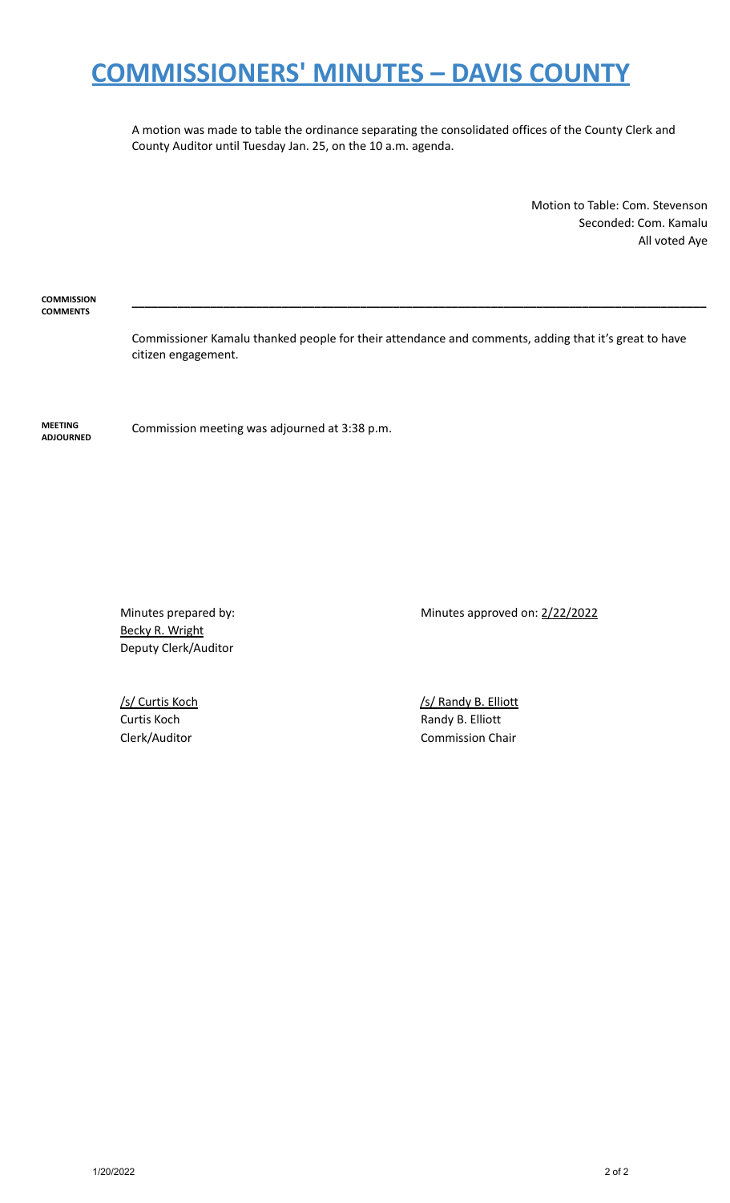# COMMISSIONERS' MINUTES – DAVIS COUNTY

A motion was made to table the ordinance separating the consolidated offices of the County Clerk and County Auditor until Tuesday Jan. 25, on the 10 a.m. agenda.

Motion to Table: Com. Stevenson
Seconded: Com. Kamalu
All voted Aye

**COMMISSION COMMENTS**

---

Commissioner Kamalu thanked people for their attendance and comments, adding that it's great to have citizen engagement.

**MEETING ADJOURNED**

Commission meeting was adjourned at 3:38 p.m.

Minutes prepared by:
Becky R. Wright
Deputy Clerk/Auditor

Minutes approved on: 2/22/2022

/s/ Curtis Koch
Curtis Koch
Clerk/Auditor

/s/ Randy B. Elliott
Randy B. Elliott
Commission Chair